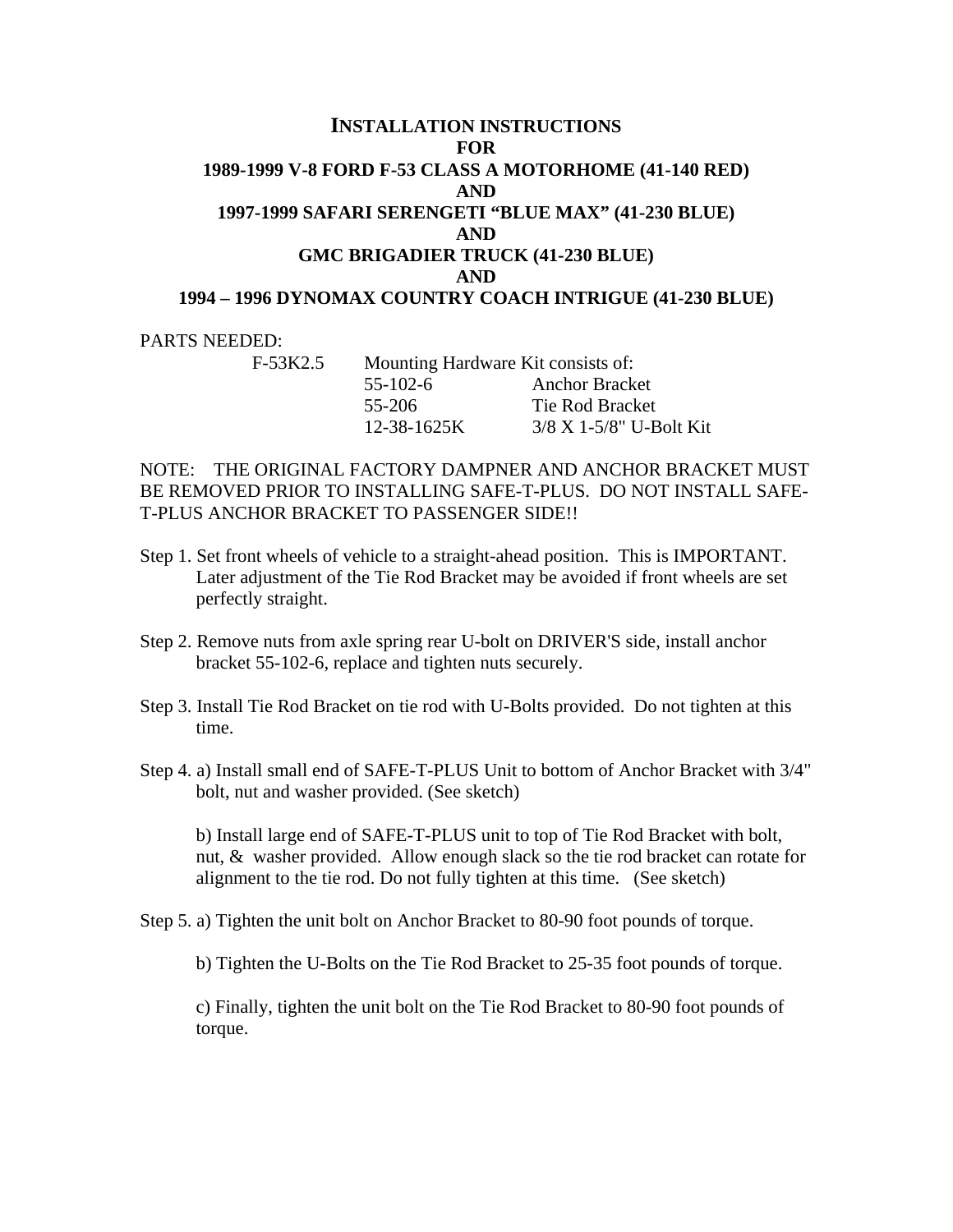# INSTALLATION INSTRUCTIONS
# FOR
# 1989-1999 V-8 FORD F-53 CLASS A MOTORHOME (41-140 RED)
# AND
# 1997-1999 SAFARI SERENGETI "BLUE MAX" (41-230 BLUE)
# AND
# GMC BRIGADIER TRUCK (41-230 BLUE)
# AND
# 1994 – 1996 DYNOMAX COUNTRY COACH INTRIGUE (41-230 BLUE)

PARTS NEEDED:

| | | |
|---|---|---|
| F-53K2.5 | Mounting Hardware Kit consists of: | |
| | 55-102-6 | Anchor Bracket |
| | 55-206 | Tie Rod Bracket |
| | 12-38-1625K | 3/8 X 1-5/8" U-Bolt Kit |

NOTE: THE ORIGINAL FACTORY DAMPNER AND ANCHOR BRACKET MUST BE REMOVED PRIOR TO INSTALLING SAFE-T-PLUS. DO NOT INSTALL SAFE-T-PLUS ANCHOR BRACKET TO PASSENGER SIDE!!

Step 1. Set front wheels of vehicle to a straight-ahead position. This is IMPORTANT. Later adjustment of the Tie Rod Bracket may be avoided if front wheels are set perfectly straight.

Step 2. Remove nuts from axle spring rear U-bolt on DRIVER'S side, install anchor bracket 55-102-6, replace and tighten nuts securely.

Step 3. Install Tie Rod Bracket on tie rod with U-Bolts provided. Do not tighten at this time.

Step 4. a) Install small end of SAFE-T-PLUS Unit to bottom of Anchor Bracket with 3/4" bolt, nut and washer provided. (See sketch)

b) Install large end of SAFE-T-PLUS unit to top of Tie Rod Bracket with bolt, nut, & washer provided. Allow enough slack so the tie rod bracket can rotate for alignment to the tie rod. Do not fully tighten at this time. (See sketch)

Step 5. a) Tighten the unit bolt on Anchor Bracket to 80-90 foot pounds of torque.

b) Tighten the U-Bolts on the Tie Rod Bracket to 25-35 foot pounds of torque.

c) Finally, tighten the unit bolt on the Tie Rod Bracket to 80-90 foot pounds of torque.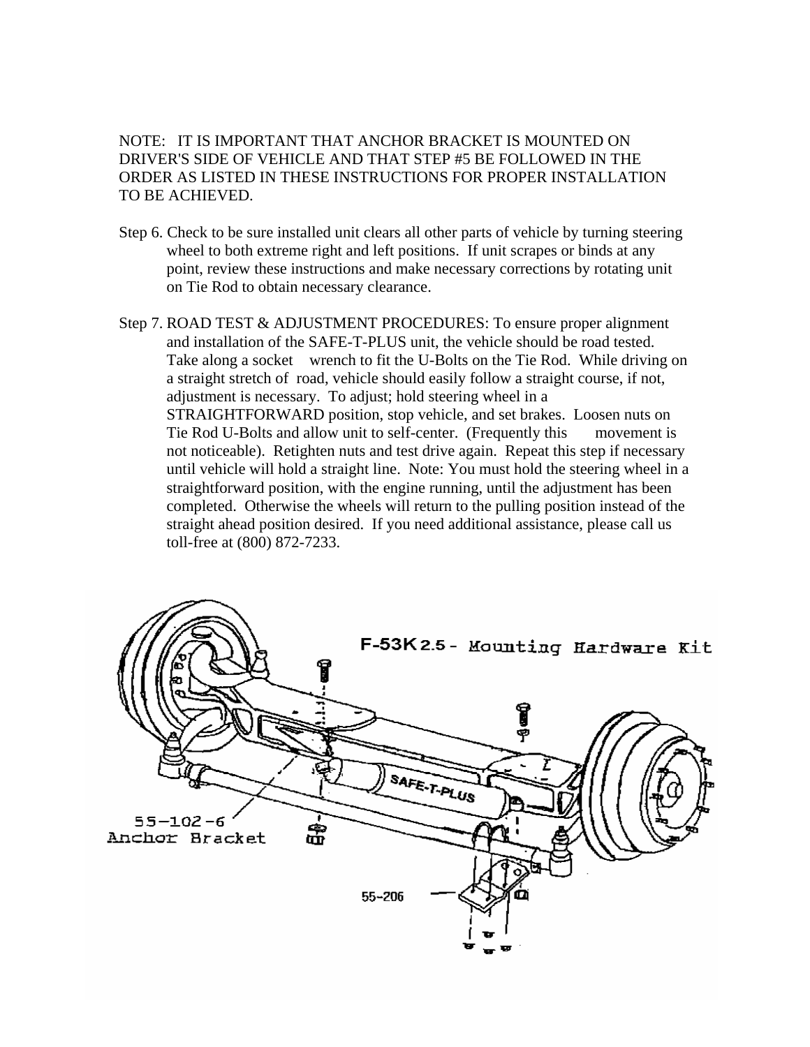NOTE: IT IS IMPORTANT THAT ANCHOR BRACKET IS MOUNTED ON DRIVER'S SIDE OF VEHICLE AND THAT STEP #5 BE FOLLOWED IN THE ORDER AS LISTED IN THESE INSTRUCTIONS FOR PROPER INSTALLATION TO BE ACHIEVED.

Step 6. Check to be sure installed unit clears all other parts of vehicle by turning steering wheel to both extreme right and left positions. If unit scrapes or binds at any point, review these instructions and make necessary corrections by rotating unit on Tie Rod to obtain necessary clearance.

Step 7. ROAD TEST & ADJUSTMENT PROCEDURES: To ensure proper alignment and installation of the SAFE-T-PLUS unit, the vehicle should be road tested. Take along a socket wrench to fit the U-Bolts on the Tie Rod. While driving on a straight stretch of road, vehicle should easily follow a straight course, if not, adjustment is necessary. To adjust; hold steering wheel in a STRAIGHTFORWARD position, stop vehicle, and set brakes. Loosen nuts on Tie Rod U-Bolts and allow unit to self-center. (Frequently this movement is not noticeable). Retighten nuts and test drive again. Repeat this step if necessary until vehicle will hold a straight line. Note: You must hold the steering wheel in a straightforward position, with the engine running, until the adjustment has been completed. Otherwise the wheels will return to the pulling position instead of the straight ahead position desired. If you need additional assistance, please call us toll-free at (800) 872-7233.

F-53K 2.5 - Mounting Hardware Kit

55-102-6
Anchor Bracket

SAFE-T-PLUS

55-206